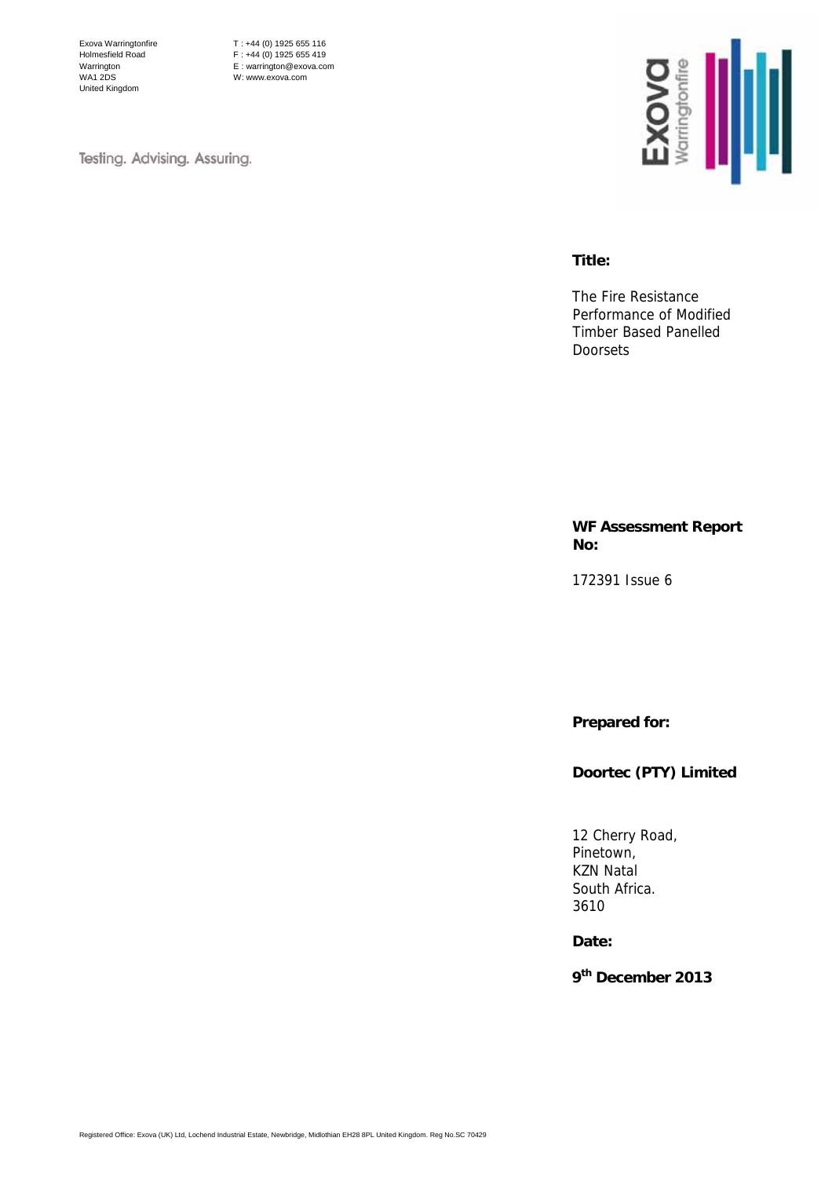Exova Warringtonfire
Holmesfield Road
Warrington
WA1 2DS
United Kingdom

T : +44 (0) 1925 655 116
F : +44 (0) 1925 655 419
E : warrington@exova.com
W: www.exova.com

Testing. Advising. Assuring.

**Title:**

The Fire Resistance Performance of Modified Timber Based Panelled Doorsets

**WF Assessment Report No:**

172391 Issue 6

**Prepared for:**

**Doortec (PTY) Limited**

12 Cherry Road,
Pinetown,
KZN Natal
South Africa.
3610

**Date:**

**9th December 2013**

Registered Office: Exova (UK) Ltd, Lochend Industrial Estate, Newbridge, Midlothian EH28 8PL United Kingdom. Reg No.SC 70429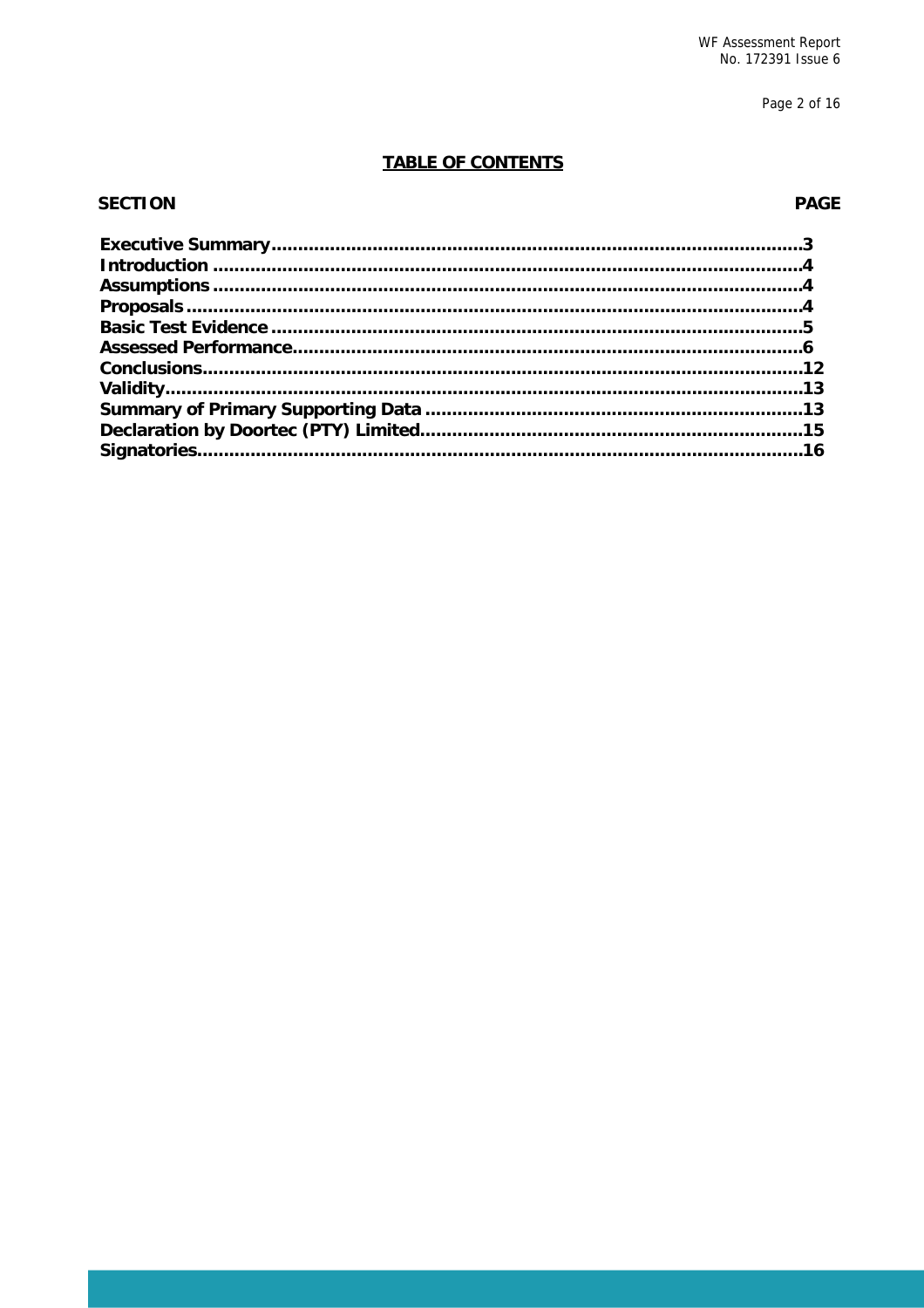# TABLE OF CONTENTS

| SECTION | PAGE |
|---|---|
| **Executive Summary** | **3** |
| **Introduction** | **4** |
| **Assumptions** | **4** |
| **Proposals** | **4** |
| **Basic Test Evidence** | **5** |
| **Assessed Performance** | **6** |
| **Conclusions** | **12** |
| **Validity** | **13** |
| **Summary of Primary Supporting Data** | **13** |
| **Declaration by Doortec (PTY) Limited** | **15** |
| **Signatories** | **16** |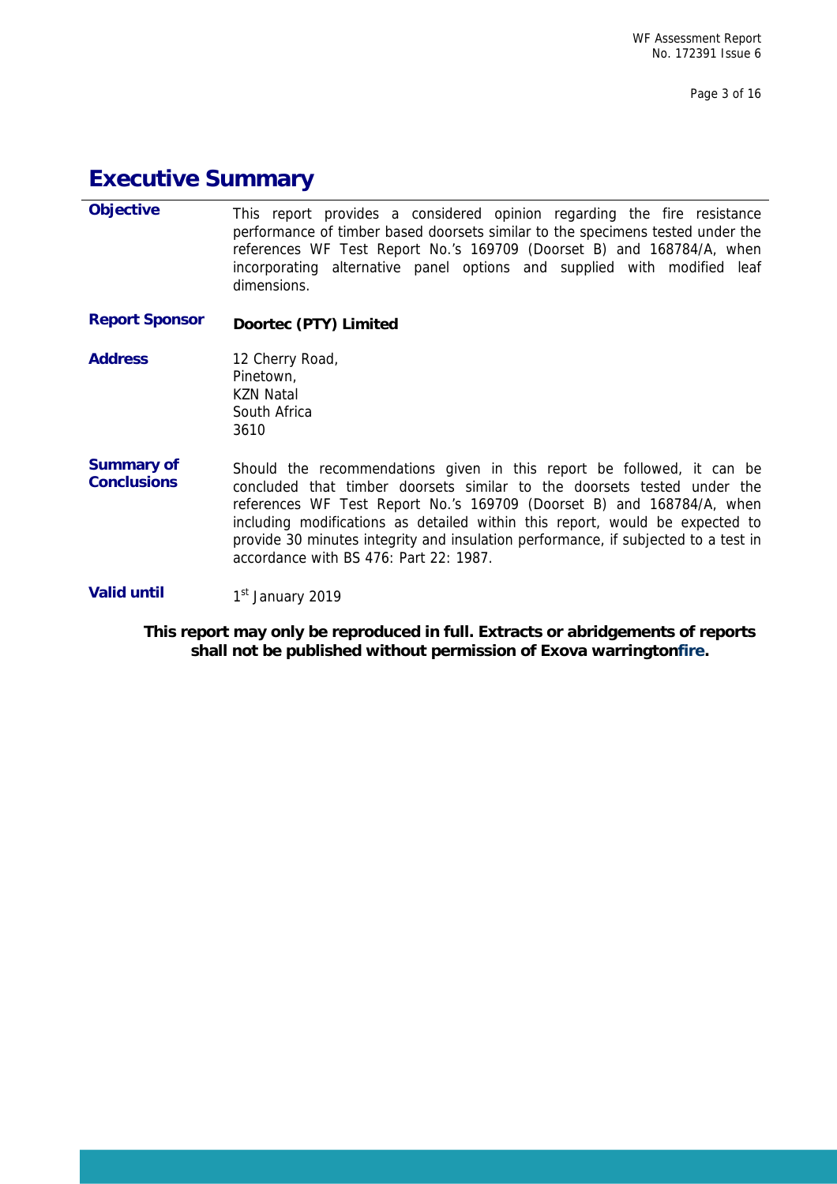# Executive Summary

| | |
|---|---|
| **Objective** | This report provides a considered opinion regarding the fire resistance performance of timber based doorsets similar to the specimens tested under the references WF Test Report No.'s 169709 (Doorset B) and 168784/A, when incorporating alternative panel options and supplied with modified leaf dimensions. |
| **Report Sponsor** | **Doortec (PTY) Limited** |
| **Address** | 12 Cherry Road,<br>Pinetown,<br>KZN Natal<br>South Africa<br>3610 |
| **Summary of Conclusions** | Should the recommendations given in this report be followed, it can be concluded that timber doorsets similar to the doorsets tested under the references WF Test Report No.'s 169709 (Doorset B) and 168784/A, when including modifications as detailed within this report, would be expected to provide 30 minutes integrity and insulation performance, if subjected to a test in accordance with BS 476: Part 22: 1987. |
| **Valid until** | 1st January 2019 |

**This report may only be reproduced in full. Extracts or abridgements of reports shall not be published without permission of Exova warringtonfire.**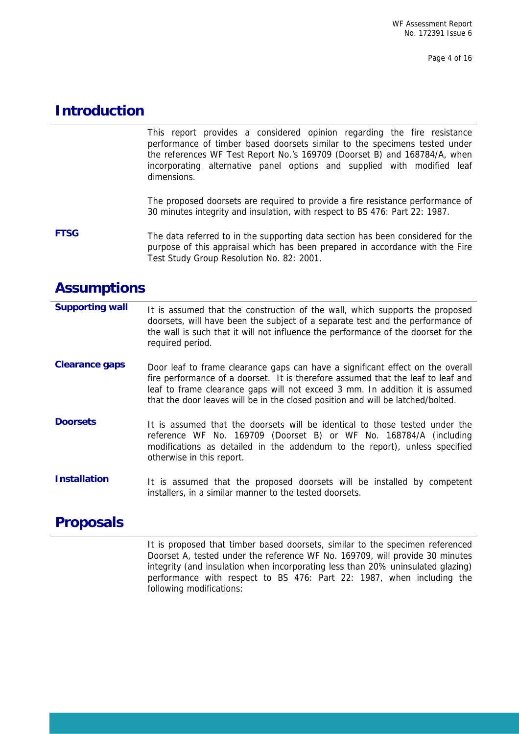## Introduction

This report provides a considered opinion regarding the fire resistance performance of timber based doorsets similar to the specimens tested under the references WF Test Report No.'s 169709 (Doorset B) and 168784/A, when incorporating alternative panel options and supplied with modified leaf dimensions.

The proposed doorsets are required to provide a fire resistance performance of 30 minutes integrity and insulation, with respect to BS 476: Part 22: 1987.

**FTSG**

The data referred to in the supporting data section has been considered for the purpose of this appraisal which has been prepared in accordance with the Fire Test Study Group Resolution No. 82: 2001.

## Assumptions

**Supporting wall**

It is assumed that the construction of the wall, which supports the proposed doorsets, will have been the subject of a separate test and the performance of the wall is such that it will not influence the performance of the doorset for the required period.

**Clearance gaps**

Door leaf to frame clearance gaps can have a significant effect on the overall fire performance of a doorset. It is therefore assumed that the leaf to leaf and leaf to frame clearance gaps will not exceed 3 mm. In addition it is assumed that the door leaves will be in the closed position and will be latched/bolted.

**Doorsets**

It is assumed that the doorsets will be identical to those tested under the reference WF No. 169709 (Doorset B) or WF No. 168784/A (including modifications as detailed in the addendum to the report), unless specified otherwise in this report.

**Installation**

It is assumed that the proposed doorsets will be installed by competent installers, in a similar manner to the tested doorsets.

## Proposals

It is proposed that timber based doorsets, similar to the specimen referenced Doorset A, tested under the reference WF No. 169709, will provide 30 minutes integrity (and insulation when incorporating less than 20% uninsulated glazing) performance with respect to BS 476: Part 22: 1987, when including the following modifications: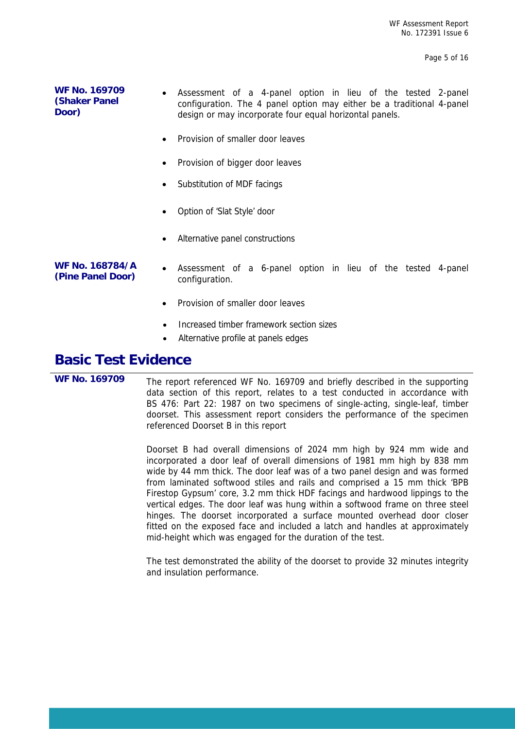**WF No. 169709 (Shaker Panel Door)**

- Assessment of a 4-panel option in lieu of the tested 2-panel configuration. The 4 panel option may either be a traditional 4-panel design or may incorporate four equal horizontal panels.
- Provision of smaller door leaves
- Provision of bigger door leaves
- Substitution of MDF facings
- Option of 'Slat Style' door
- Alternative panel constructions

**WF No. 168784/A (Pine Panel Door)**

- Assessment of a 6-panel option in lieu of the tested 4-panel configuration.
- Provision of smaller door leaves
- Increased timber framework section sizes
- Alternative profile at panels edges

# Basic Test Evidence

**WF No. 169709**

The report referenced WF No. 169709 and briefly described in the supporting data section of this report, relates to a test conducted in accordance with BS 476: Part 22: 1987 on two specimens of single-acting, single-leaf, timber doorset. This assessment report considers the performance of the specimen referenced Doorset B in this report

Doorset B had overall dimensions of 2024 mm high by 924 mm wide and incorporated a door leaf of overall dimensions of 1981 mm high by 838 mm wide by 44 mm thick. The door leaf was of a two panel design and was formed from laminated softwood stiles and rails and comprised a 15 mm thick 'BPB Firestop Gypsum' core, 3.2 mm thick HDF facings and hardwood lippings to the vertical edges. The door leaf was hung within a softwood frame on three steel hinges. The doorset incorporated a surface mounted overhead door closer fitted on the exposed face and included a latch and handles at approximately mid-height which was engaged for the duration of the test.

The test demonstrated the ability of the doorset to provide 32 minutes integrity and insulation performance.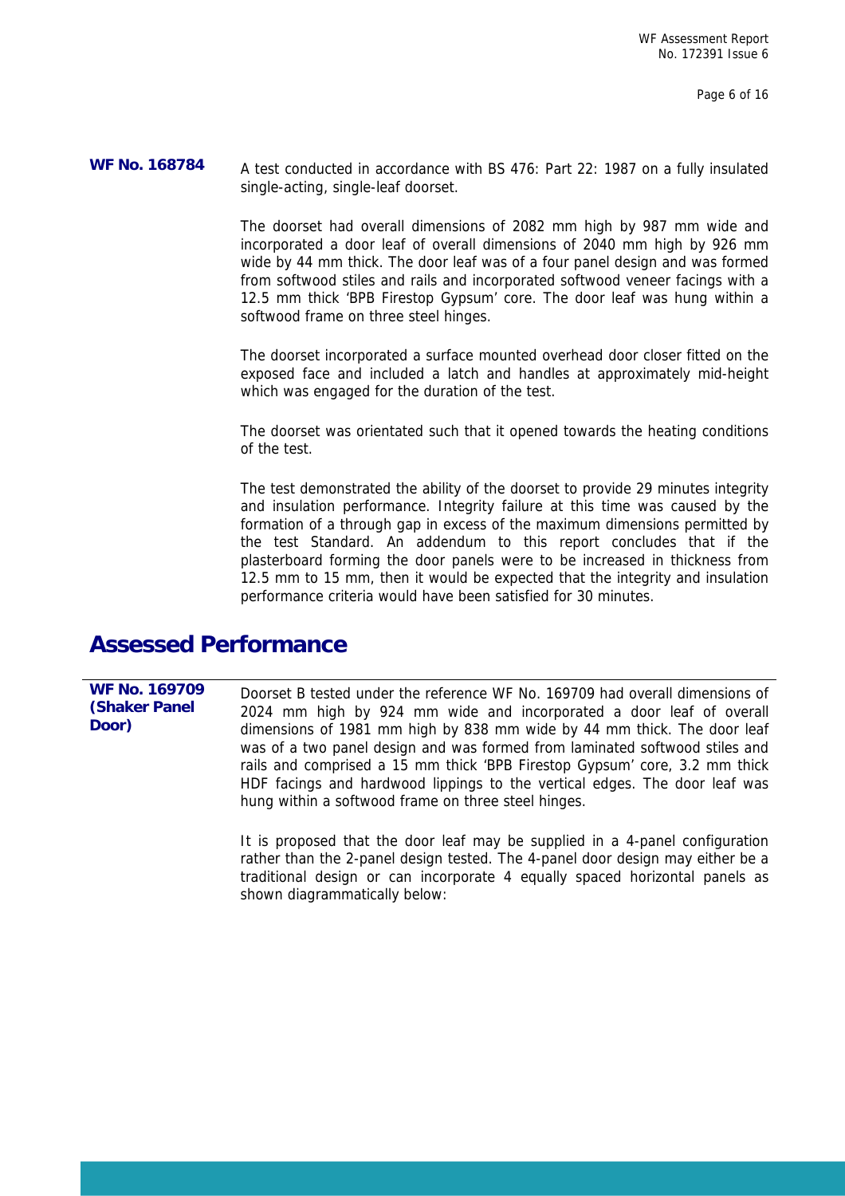**WF No. 168784**

A test conducted in accordance with BS 476: Part 22: 1987 on a fully insulated single-acting, single-leaf doorset.

The doorset had overall dimensions of 2082 mm high by 987 mm wide and incorporated a door leaf of overall dimensions of 2040 mm high by 926 mm wide by 44 mm thick. The door leaf was of a four panel design and was formed from softwood stiles and rails and incorporated softwood veneer facings with a 12.5 mm thick 'BPB Firestop Gypsum' core. The door leaf was hung within a softwood frame on three steel hinges.

The doorset incorporated a surface mounted overhead door closer fitted on the exposed face and included a latch and handles at approximately mid-height which was engaged for the duration of the test.

The doorset was orientated such that it opened towards the heating conditions of the test.

The test demonstrated the ability of the doorset to provide 29 minutes integrity and insulation performance. Integrity failure at this time was caused by the formation of a through gap in excess of the maximum dimensions permitted by the test Standard. An addendum to this report concludes that if the plasterboard forming the door panels were to be increased in thickness from 12.5 mm to 15 mm, then it would be expected that the integrity and insulation performance criteria would have been satisfied for 30 minutes.

## Assessed Performance

**WF No. 169709 (Shaker Panel Door)**

Doorset B tested under the reference WF No. 169709 had overall dimensions of 2024 mm high by 924 mm wide and incorporated a door leaf of overall dimensions of 1981 mm high by 838 mm wide by 44 mm thick. The door leaf was of a two panel design and was formed from laminated softwood stiles and rails and comprised a 15 mm thick 'BPB Firestop Gypsum' core, 3.2 mm thick HDF facings and hardwood lippings to the vertical edges. The door leaf was hung within a softwood frame on three steel hinges.

It is proposed that the door leaf may be supplied in a 4-panel configuration rather than the 2-panel design tested. The 4-panel door design may either be a traditional design or can incorporate 4 equally spaced horizontal panels as shown diagrammatically below: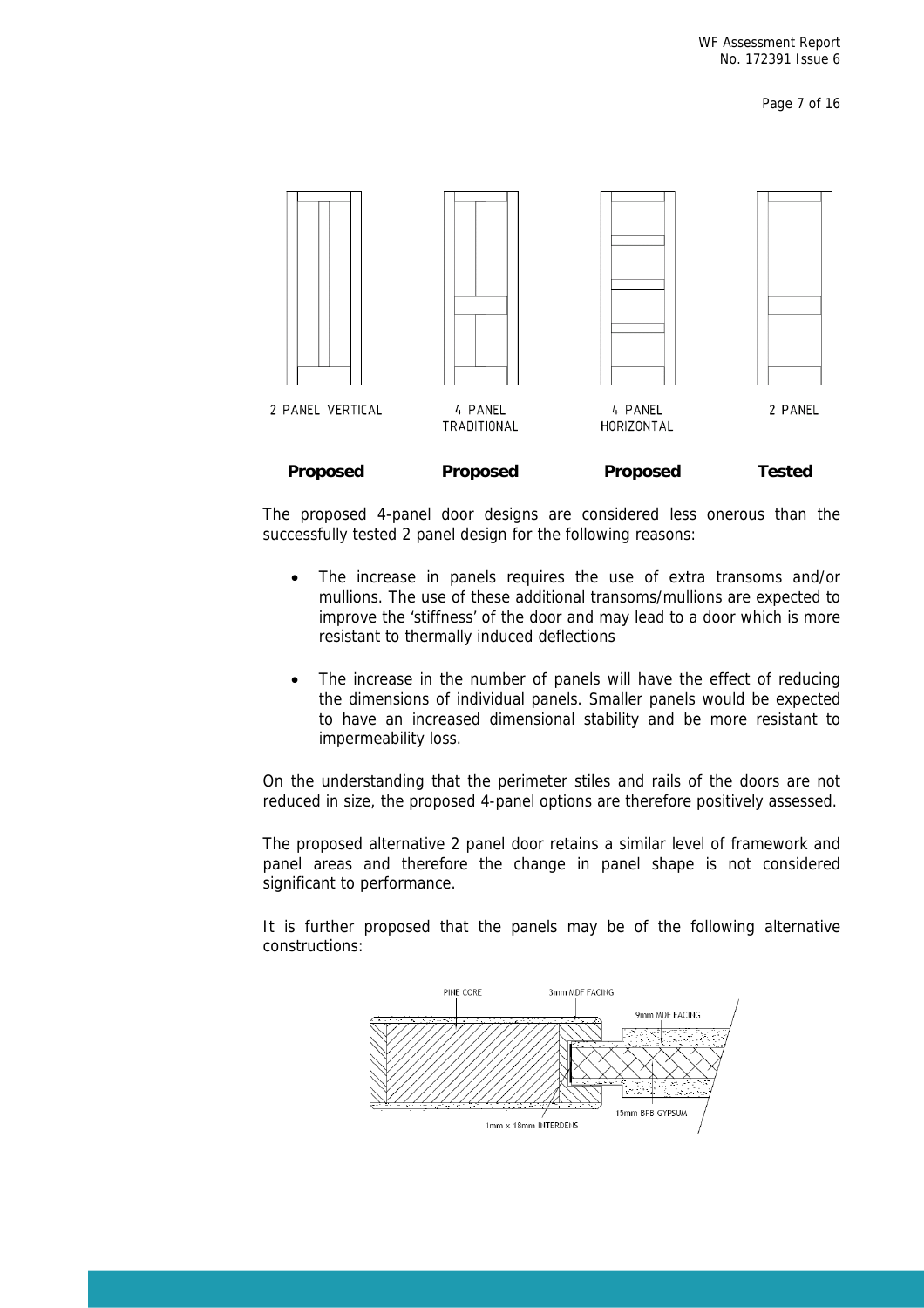| 2 PANEL VERTICAL | 4 PANEL TRADITIONAL | 4 PANEL HORIZONTAL | 2 PANEL |
|---|---|---|---|
| **Proposed** | **Proposed** | **Proposed** | **Tested** |

The proposed 4-panel door designs are considered less onerous than the successfully tested 2 panel design for the following reasons:

- The increase in panels requires the use of extra transoms and/or mullions. The use of these additional transoms/mullions are expected to improve the 'stiffness' of the door and may lead to a door which is more resistant to thermally induced deflections
- The increase in the number of panels will have the effect of reducing the dimensions of individual panels. Smaller panels would be expected to have an increased dimensional stability and be more resistant to impermeability loss.

On the understanding that the perimeter stiles and rails of the doors are not reduced in size, the proposed 4-panel options are therefore positively assessed.

The proposed alternative 2 panel door retains a similar level of framework and panel areas and therefore the change in panel shape is not considered significant to performance.

It is further proposed that the panels may be of the following alternative constructions:

PINE CORE

3mm MDF FACING

9mm MDF FACING

15mm BPB GYPSUM

1mm x 18mm INTERDENS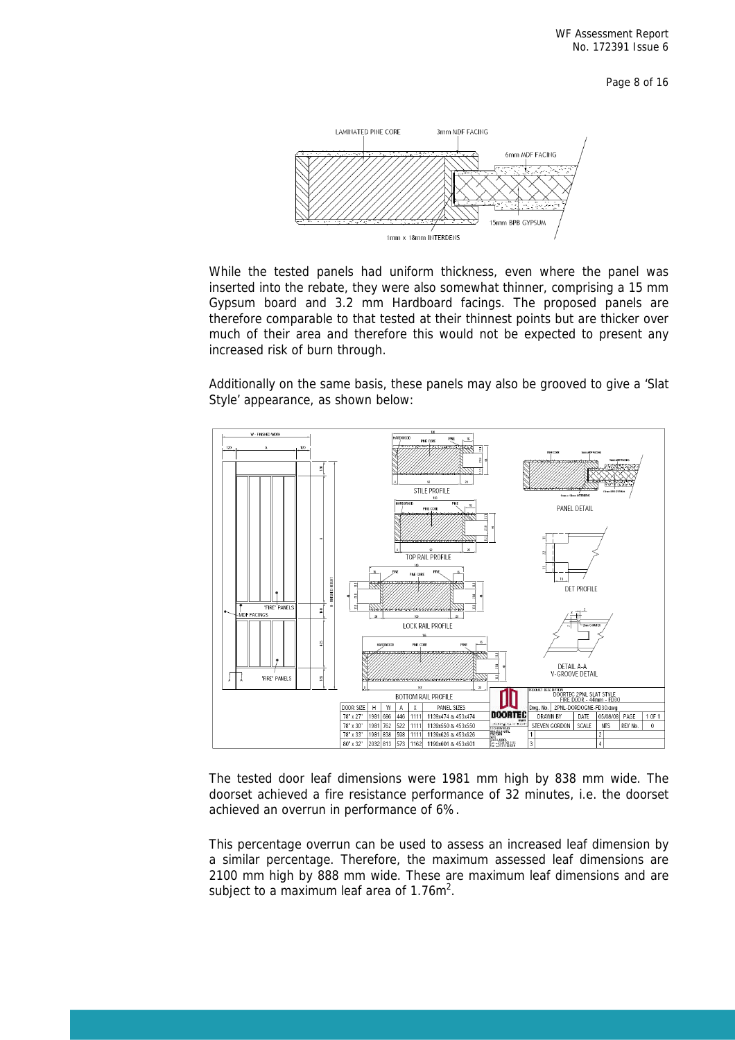While the tested panels had uniform thickness, even where the panel was inserted into the rebate, they were also somewhat thinner, comprising a 15 mm Gypsum board and 3.2 mm Hardboard facings. The proposed panels are therefore comparable to that tested at their thinnest points but are thicker over much of their area and therefore this would not be expected to present any increased risk of burn through.

Additionally on the same basis, these panels may also be grooved to give a 'Slat Style' appearance, as shown below:

The tested door leaf dimensions were 1981 mm high by 838 mm wide. The doorset achieved a fire resistance performance of 32 minutes, i.e. the doorset achieved an overrun in performance of 6%.

This percentage overrun can be used to assess an increased leaf dimension by a similar percentage. Therefore, the maximum assessed leaf dimensions are 2100 mm high by 888 mm wide. These are maximum leaf dimensions and are subject to a maximum leaf area of $1.76m^2$.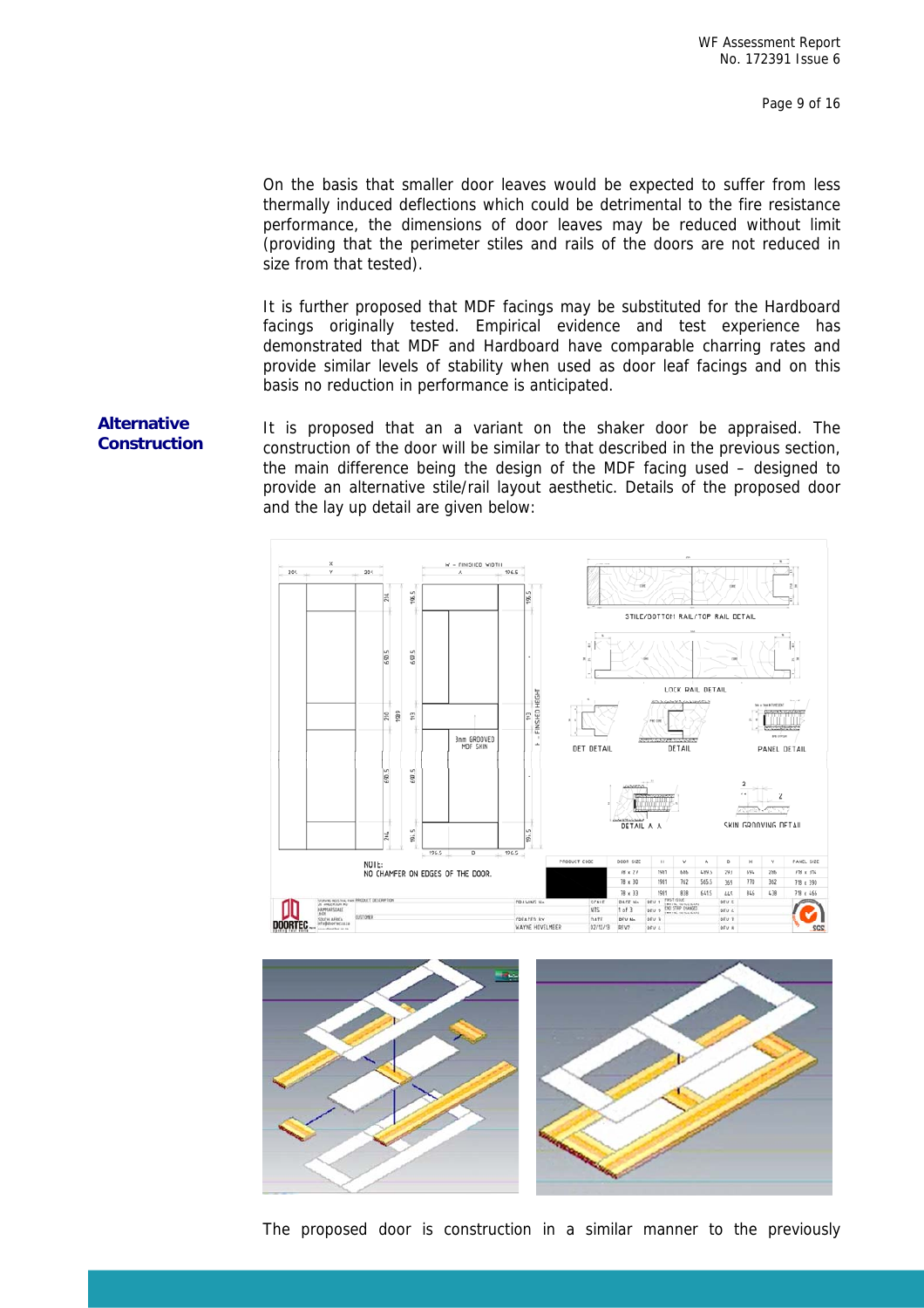On the basis that smaller door leaves would be expected to suffer from less thermally induced deflections which could be detrimental to the fire resistance performance, the dimensions of door leaves may be reduced without limit (providing that the perimeter stiles and rails of the doors are not reduced in size from that tested).

It is further proposed that MDF facings may be substituted for the Hardboard facings originally tested. Empirical evidence and test experience has demonstrated that MDF and Hardboard have comparable charring rates and provide similar levels of stability when used as door leaf facings and on this basis no reduction in performance is anticipated.

**Alternative Construction**

It is proposed that an a variant on the shaker door be appraised. The construction of the door will be similar to that described in the previous section, the main difference being the design of the MDF facing used – designed to provide an alternative stile/rail layout aesthetic. Details of the proposed door and the lay up detail are given below:

The proposed door is construction in a similar manner to the previously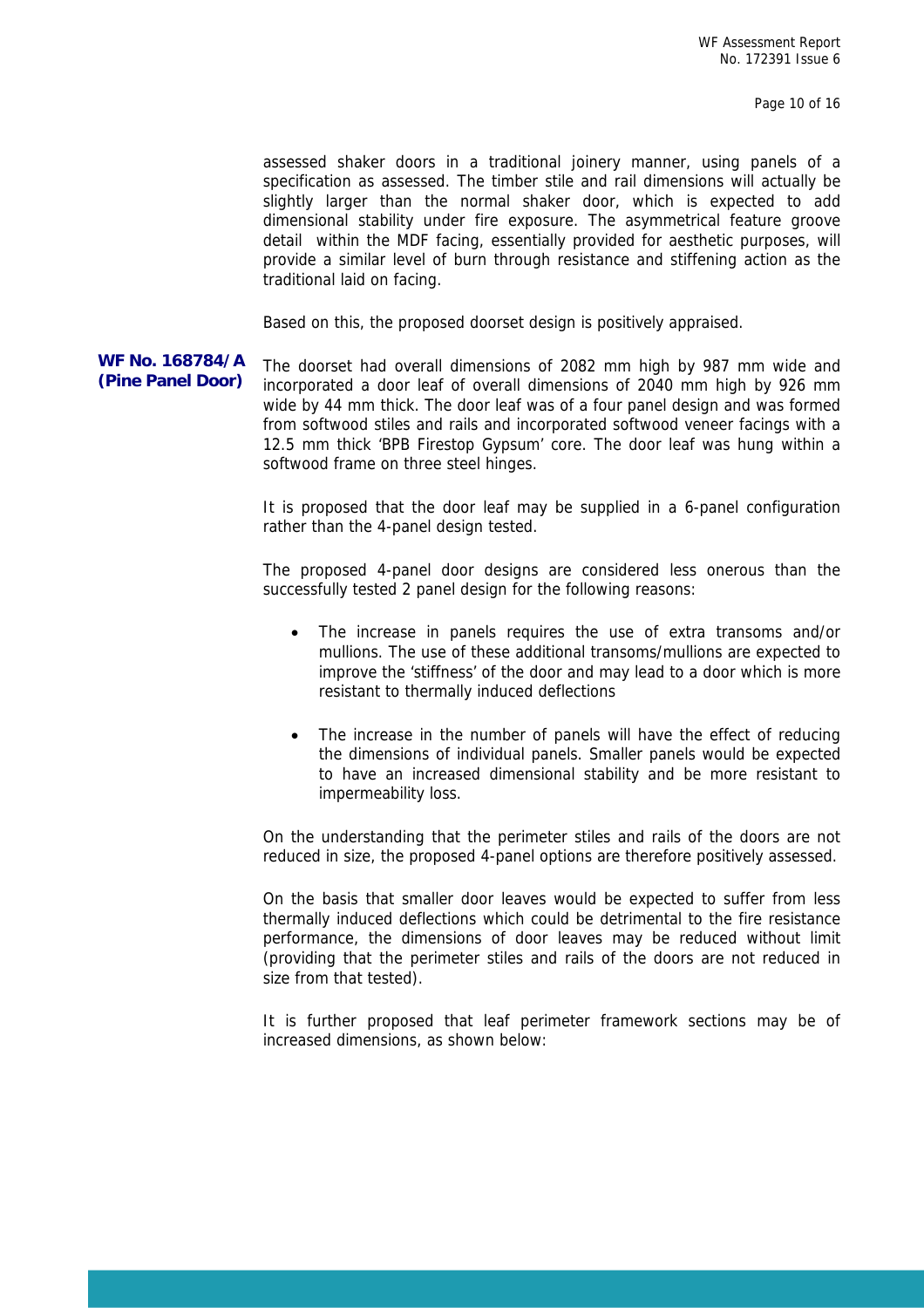assessed shaker doors in a traditional joinery manner, using panels of a specification as assessed. The timber stile and rail dimensions will actually be slightly larger than the normal shaker door, which is expected to add dimensional stability under fire exposure. The asymmetrical feature groove detail within the MDF facing, essentially provided for aesthetic purposes, will provide a similar level of burn through resistance and stiffening action as the traditional laid on facing.

Based on this, the proposed doorset design is positively appraised.

**WF No. 168784/A (Pine Panel Door)**

The doorset had overall dimensions of 2082 mm high by 987 mm wide and incorporated a door leaf of overall dimensions of 2040 mm high by 926 mm wide by 44 mm thick. The door leaf was of a four panel design and was formed from softwood stiles and rails and incorporated softwood veneer facings with a 12.5 mm thick 'BPB Firestop Gypsum' core. The door leaf was hung within a softwood frame on three steel hinges.

It is proposed that the door leaf may be supplied in a 6-panel configuration rather than the 4-panel design tested.

The proposed 4-panel door designs are considered less onerous than the successfully tested 2 panel design for the following reasons:

- The increase in panels requires the use of extra transoms and/or mullions. The use of these additional transoms/mullions are expected to improve the 'stiffness' of the door and may lead to a door which is more resistant to thermally induced deflections
- The increase in the number of panels will have the effect of reducing the dimensions of individual panels. Smaller panels would be expected to have an increased dimensional stability and be more resistant to impermeability loss.

On the understanding that the perimeter stiles and rails of the doors are not reduced in size, the proposed 4-panel options are therefore positively assessed.

On the basis that smaller door leaves would be expected to suffer from less thermally induced deflections which could be detrimental to the fire resistance performance, the dimensions of door leaves may be reduced without limit (providing that the perimeter stiles and rails of the doors are not reduced in size from that tested).

It is further proposed that leaf perimeter framework sections may be of increased dimensions, as shown below: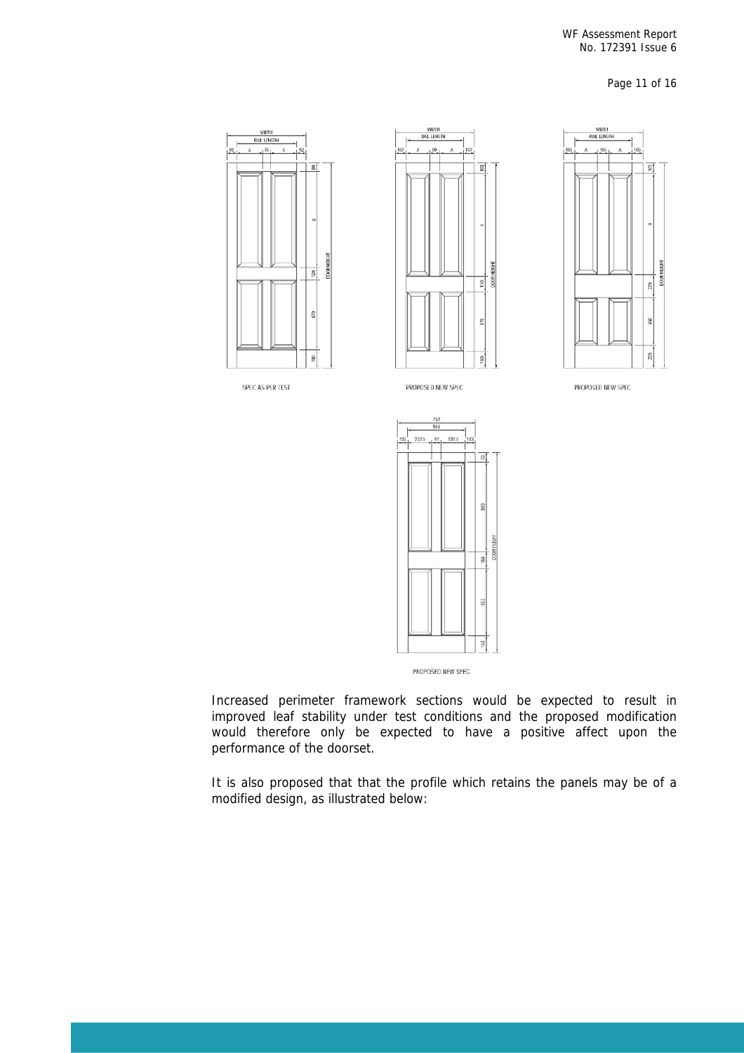SPEC AS PER TEST

PROPOSED NEW SPEC

PROPOSED NEW SPEC

PROPOSED NEW SPEC

Increased perimeter framework sections would be expected to result in improved leaf stability under test conditions and the proposed modification would therefore only be expected to have a positive affect upon the performance of the doorset.

It is also proposed that that the profile which retains the panels may be of a modified design, as illustrated below: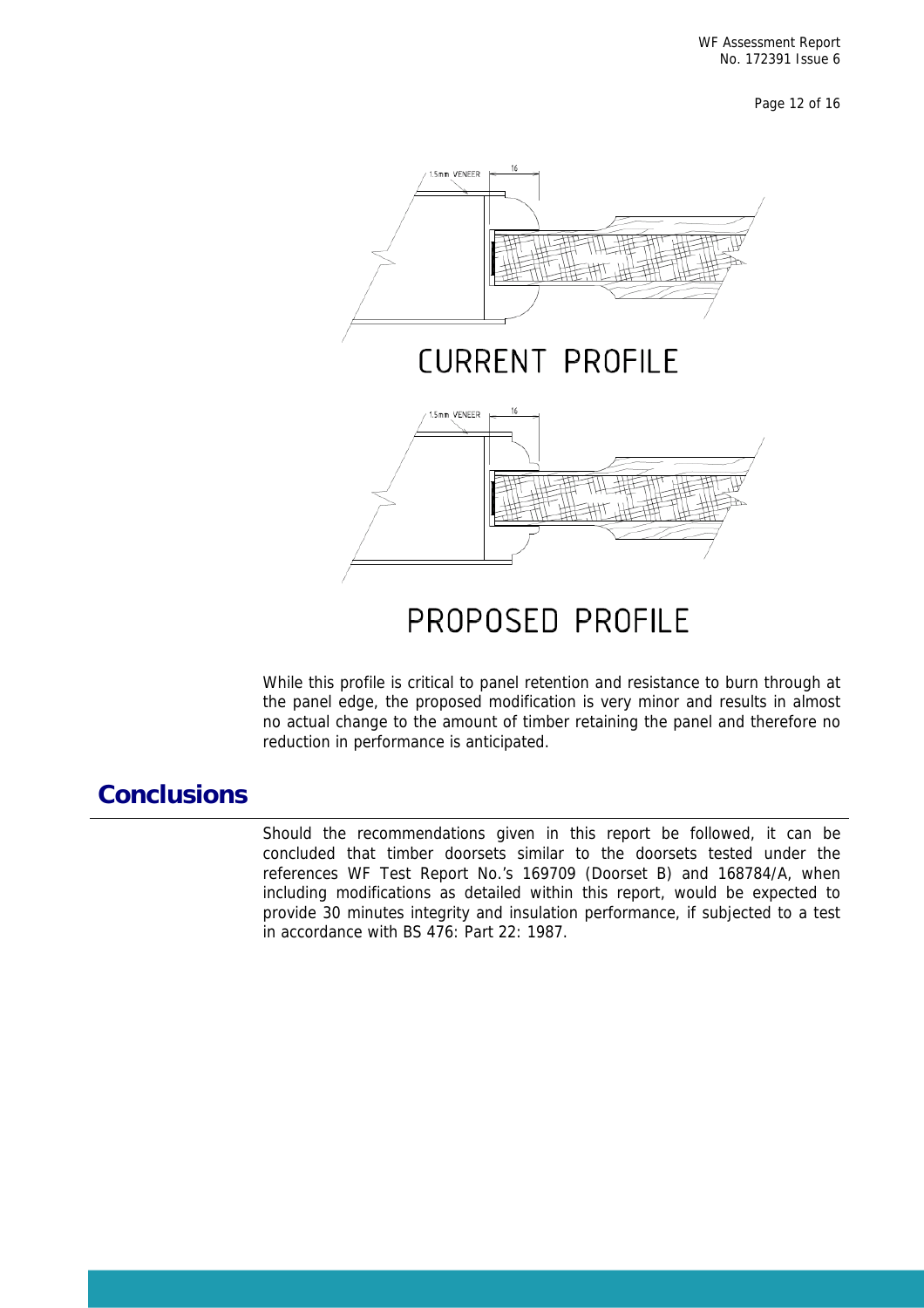1.5mm VENEER 16

CURRENT PROFILE

1.5mm VENEER 16

PROPOSED PROFILE

While this profile is critical to panel retention and resistance to burn through at the panel edge, the proposed modification is very minor and results in almost no actual change to the amount of timber retaining the panel and therefore no reduction in performance is anticipated.

## Conclusions

Should the recommendations given in this report be followed, it can be concluded that timber doorsets similar to the doorsets tested under the references WF Test Report No.'s 169709 (Doorset B) and 168784/A, when including modifications as detailed within this report, would be expected to provide 30 minutes integrity and insulation performance, if subjected to a test in accordance with BS 476: Part 22: 1987.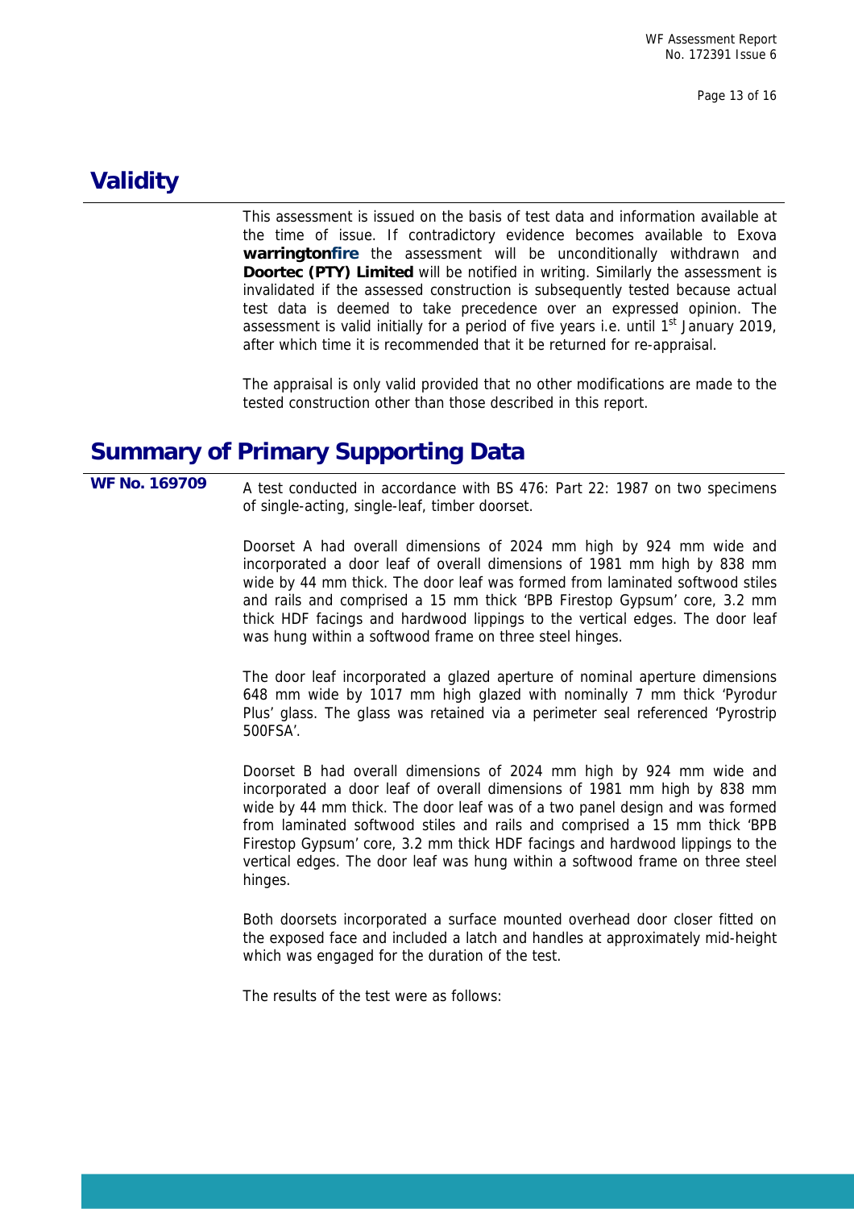## Validity

This assessment is issued on the basis of test data and information available at the time of issue. If contradictory evidence becomes available to Exova **warringtonfire** the assessment will be unconditionally withdrawn and **Doortec (PTY) Limited** will be notified in writing. Similarly the assessment is invalidated if the assessed construction is subsequently tested because actual test data is deemed to take precedence over an expressed opinion. The assessment is valid initially for a period of five years i.e. until 1st January 2019, after which time it is recommended that it be returned for re-appraisal.

The appraisal is only valid provided that no other modifications are made to the tested construction other than those described in this report.

## Summary of Primary Supporting Data

**WF No. 169709**

A test conducted in accordance with BS 476: Part 22: 1987 on two specimens of single-acting, single-leaf, timber doorset.

Doorset A had overall dimensions of 2024 mm high by 924 mm wide and incorporated a door leaf of overall dimensions of 1981 mm high by 838 mm wide by 44 mm thick. The door leaf was formed from laminated softwood stiles and rails and comprised a 15 mm thick 'BPB Firestop Gypsum' core, 3.2 mm thick HDF facings and hardwood lippings to the vertical edges. The door leaf was hung within a softwood frame on three steel hinges.

The door leaf incorporated a glazed aperture of nominal aperture dimensions 648 mm wide by 1017 mm high glazed with nominally 7 mm thick 'Pyrodur Plus' glass. The glass was retained via a perimeter seal referenced 'Pyrostrip 500FSA'.

Doorset B had overall dimensions of 2024 mm high by 924 mm wide and incorporated a door leaf of overall dimensions of 1981 mm high by 838 mm wide by 44 mm thick. The door leaf was of a two panel design and was formed from laminated softwood stiles and rails and comprised a 15 mm thick 'BPB Firestop Gypsum' core, 3.2 mm thick HDF facings and hardwood lippings to the vertical edges. The door leaf was hung within a softwood frame on three steel hinges.

Both doorsets incorporated a surface mounted overhead door closer fitted on the exposed face and included a latch and handles at approximately mid-height which was engaged for the duration of the test.

The results of the test were as follows: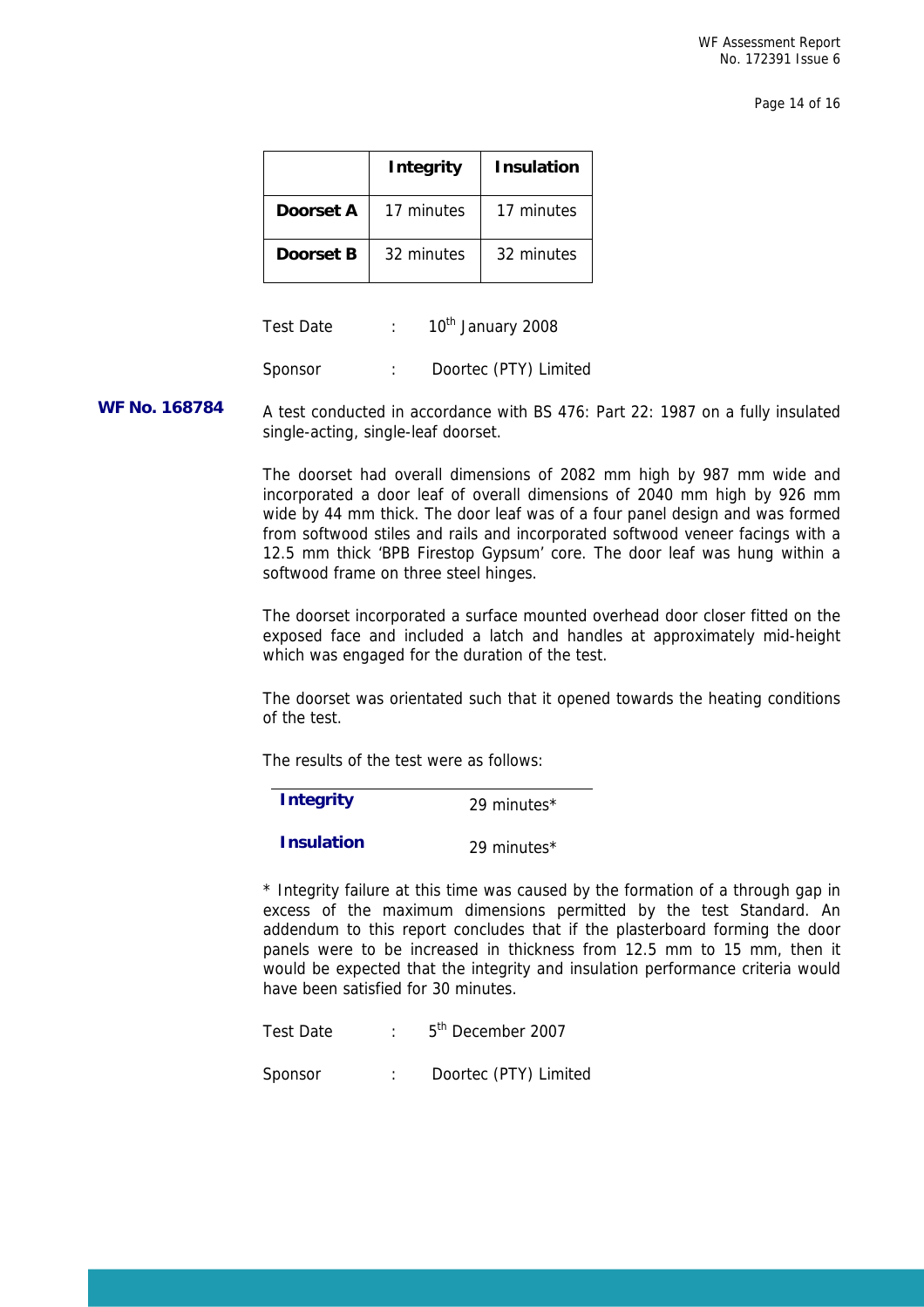| | Integrity | Insulation |
|---|---|---|
| **Doorset A** | 17 minutes | 17 minutes |
| **Doorset B** | 32 minutes | 32 minutes |

Test Date : 10th January 2008

Sponsor : Doortec (PTY) Limited

**WF No. 168784**

A test conducted in accordance with BS 476: Part 22: 1987 on a fully insulated single-acting, single-leaf doorset.

The doorset had overall dimensions of 2082 mm high by 987 mm wide and incorporated a door leaf of overall dimensions of 2040 mm high by 926 mm wide by 44 mm thick. The door leaf was of a four panel design and was formed from softwood stiles and rails and incorporated softwood veneer facings with a 12.5 mm thick 'BPB Firestop Gypsum' core. The door leaf was hung within a softwood frame on three steel hinges.

The doorset incorporated a surface mounted overhead door closer fitted on the exposed face and included a latch and handles at approximately mid-height which was engaged for the duration of the test.

The doorset was orientated such that it opened towards the heating conditions of the test.

The results of the test were as follows:

| | |
|---|---|
| **Integrity** | 29 minutes* |
| **Insulation** | 29 minutes* |

* Integrity failure at this time was caused by the formation of a through gap in excess of the maximum dimensions permitted by the test Standard. An addendum to this report concludes that if the plasterboard forming the door panels were to be increased in thickness from 12.5 mm to 15 mm, then it would be expected that the integrity and insulation performance criteria would have been satisfied for 30 minutes.

Test Date : 5th December 2007

Sponsor : Doortec (PTY) Limited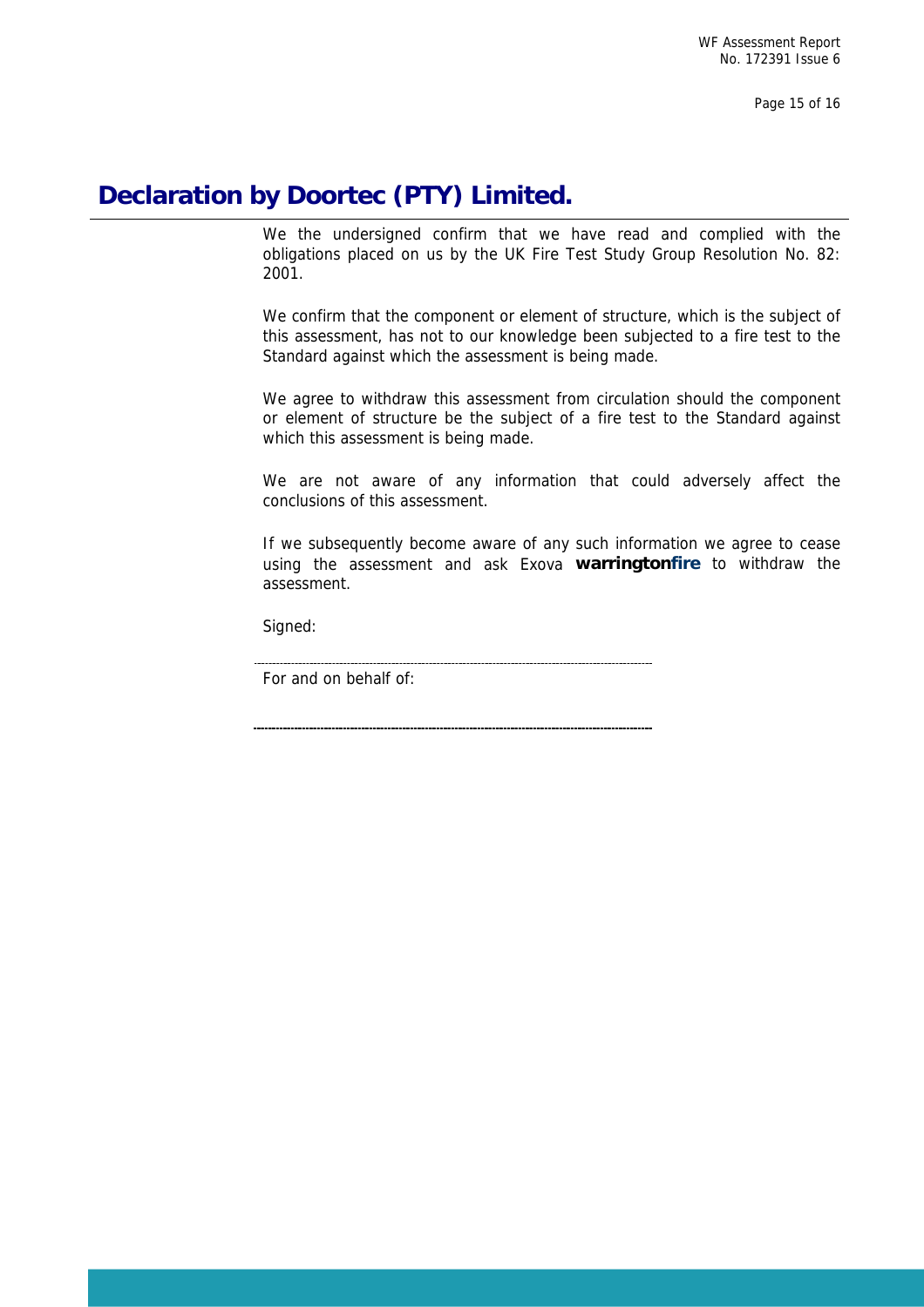# Declaration by Doortec (PTY) Limited.

We the undersigned confirm that we have read and complied with the obligations placed on us by the UK Fire Test Study Group Resolution No. 82: 2001.

We confirm that the component or element of structure, which is the subject of this assessment, has not to our knowledge been subjected to a fire test to the Standard against which the assessment is being made.

We agree to withdraw this assessment from circulation should the component or element of structure be the subject of a fire test to the Standard against which this assessment is being made.

We are not aware of any information that could adversely affect the conclusions of this assessment.

If we subsequently become aware of any such information we agree to cease using the assessment and ask Exova **warringtonfire** to withdraw the assessment.

Signed:

---

For and on behalf of:

---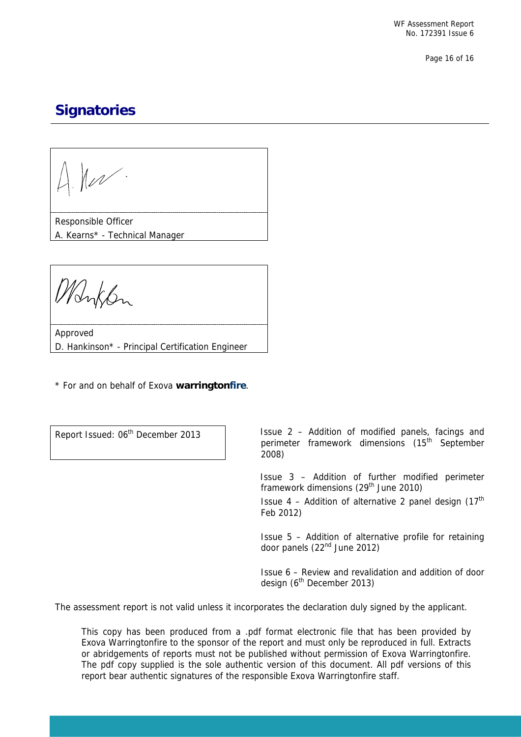## Signatories

Responsible Officer
A. Kearns* - Technical Manager

Approved
D. Hankinson* - Principal Certification Engineer

\* For and on behalf of Exova **warringtonfire**.

Report Issued: 06th December 2013

Issue 2 – Addition of modified panels, facings and perimeter framework dimensions (15th September 2008)

Issue 3 – Addition of further modified perimeter framework dimensions (29th June 2010)

Issue 4 – Addition of alternative 2 panel design (17th Feb 2012)

Issue 5 – Addition of alternative profile for retaining door panels (22nd June 2012)

Issue 6 – Review and revalidation and addition of door design (6th December 2013)

The assessment report is not valid unless it incorporates the declaration duly signed by the applicant.

This copy has been produced from a .pdf format electronic file that has been provided by Exova Warringtonfire to the sponsor of the report and must only be reproduced in full. Extracts or abridgements of reports must not be published without permission of Exova Warringtonfire. The pdf copy supplied is the sole authentic version of this document. All pdf versions of this report bear authentic signatures of the responsible Exova Warringtonfire staff.